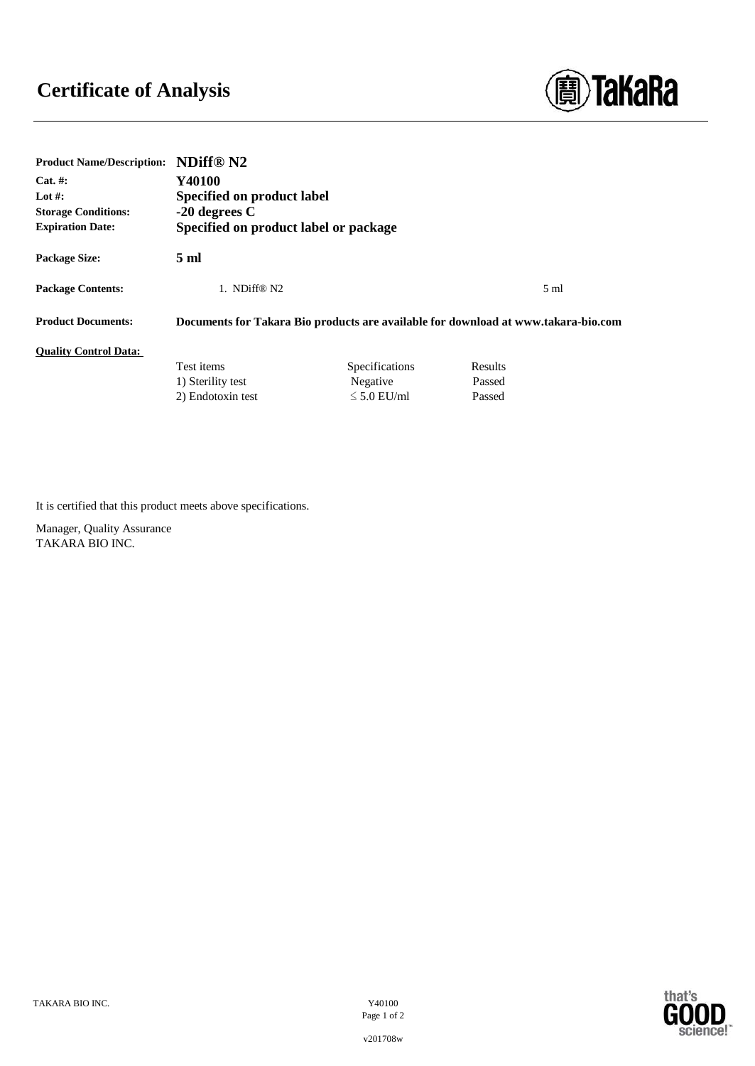# Certificate of Analysis

| | |
|---|---|
| **Product Name/Description:** | **NDiff® N2** |
| **Cat. #:** | **Y40100** |
| **Lot #:** | **Specified on product label** |
| **Storage Conditions:** | **-20 degrees C** |
| **Expiration Date:** | **Specified on product label or package** |
| **Package Size:** | **5 ml** |
| **Package Contents:** | 1. NDiff® N2 — 5 ml |
| **Product Documents:** | **Documents for Takara Bio products are available for download at www.takara-bio.com** |

**Quality Control Data:**

| Test items | Specifications | Results |
|---|---|---|
| 1) Sterility test | Negative | Passed |
| 2) Endotoxin test | ≤ 5.0 EU/ml | Passed |

It is certified that this product meets above specifications.

Manager, Quality Assurance
TAKARA BIO INC.

v201708w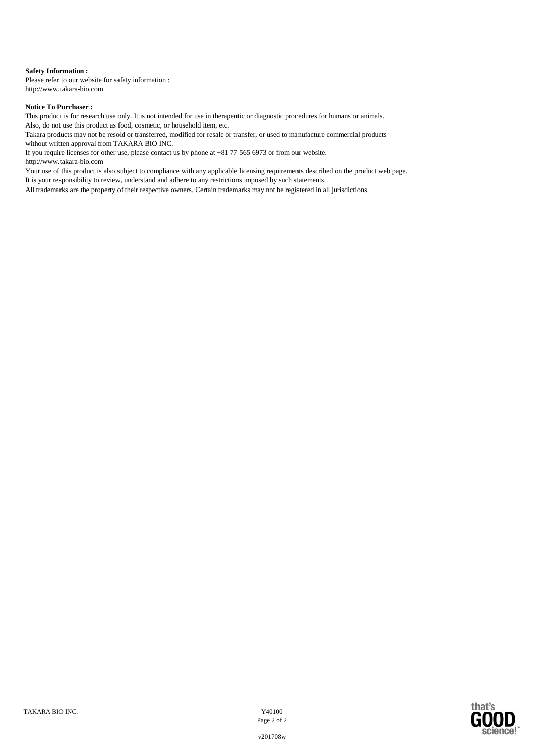**Safety Information :**
Please refer to our website for safety information :
http://www.takara-bio.com

**Notice To Purchaser :**
This product is for research use only. It is not intended for use in therapeutic or diagnostic procedures for humans or animals.
Also, do not use this product as food, cosmetic, or household item, etc.
Takara products may not be resold or transferred, modified for resale or transfer, or used to manufacture commercial products without written approval from TAKARA BIO INC.
If you require licenses for other use, please contact us by phone at +81 77 565 6973 or from our website.
http://www.takara-bio.com
Your use of this product is also subject to compliance with any applicable licensing requirements described on the product web page.
It is your responsibility to review, understand and adhere to any restrictions imposed by such statements.
All trademarks are the property of their respective owners. Certain trademarks may not be registered in all jurisdictions.